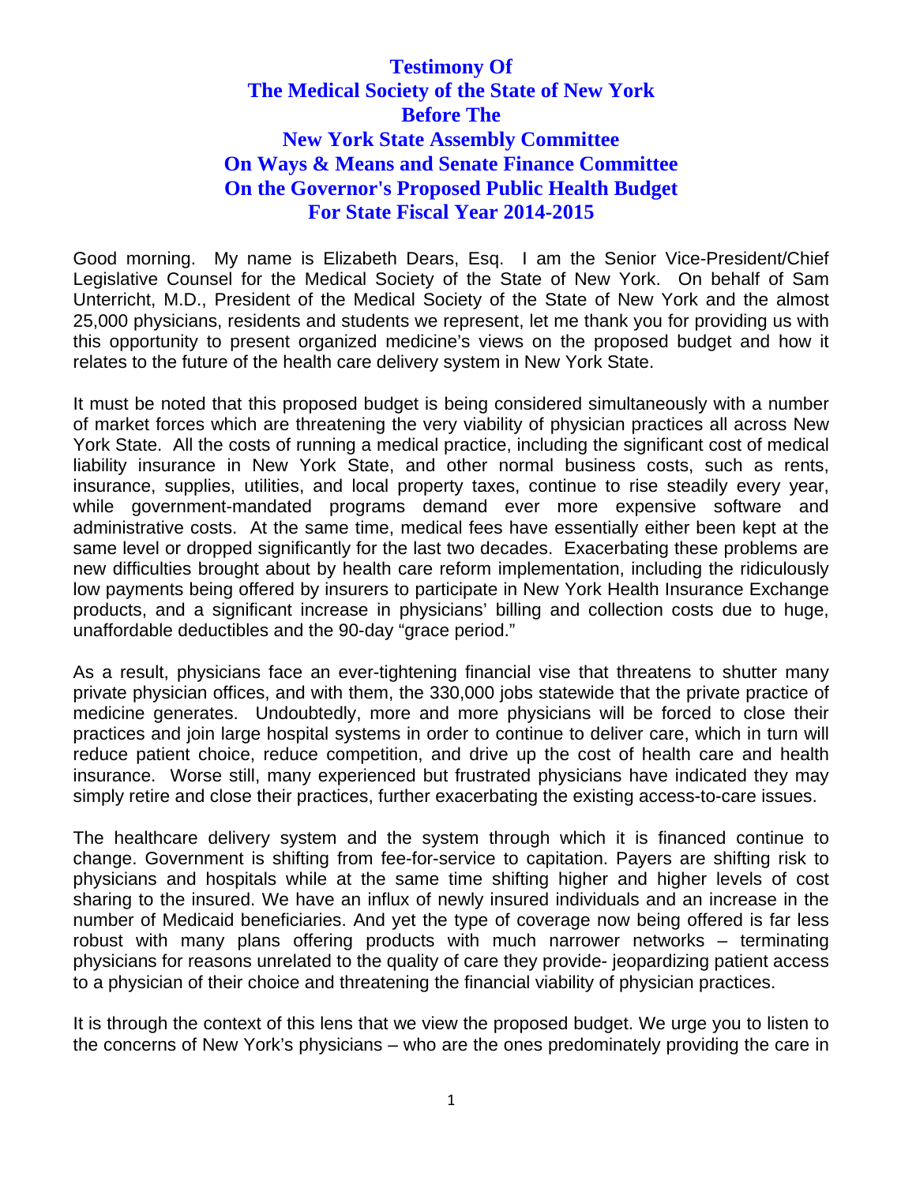# Testimony Of
# The Medical Society of the State of New York
# Before The
# New York State Assembly Committee
# On Ways & Means and Senate Finance Committee
# On the Governor's Proposed Public Health Budget
# For State Fiscal Year 2014-2015

Good morning. My name is Elizabeth Dears, Esq. I am the Senior Vice-President/Chief Legislative Counsel for the Medical Society of the State of New York. On behalf of Sam Unterricht, M.D., President of the Medical Society of the State of New York and the almost 25,000 physicians, residents and students we represent, let me thank you for providing us with this opportunity to present organized medicine's views on the proposed budget and how it relates to the future of the health care delivery system in New York State.

It must be noted that this proposed budget is being considered simultaneously with a number of market forces which are threatening the very viability of physician practices all across New York State. All the costs of running a medical practice, including the significant cost of medical liability insurance in New York State, and other normal business costs, such as rents, insurance, supplies, utilities, and local property taxes, continue to rise steadily every year, while government-mandated programs demand ever more expensive software and administrative costs. At the same time, medical fees have essentially either been kept at the same level or dropped significantly for the last two decades. Exacerbating these problems are new difficulties brought about by health care reform implementation, including the ridiculously low payments being offered by insurers to participate in New York Health Insurance Exchange products, and a significant increase in physicians' billing and collection costs due to huge, unaffordable deductibles and the 90-day "grace period."

As a result, physicians face an ever-tightening financial vise that threatens to shutter many private physician offices, and with them, the 330,000 jobs statewide that the private practice of medicine generates. Undoubtedly, more and more physicians will be forced to close their practices and join large hospital systems in order to continue to deliver care, which in turn will reduce patient choice, reduce competition, and drive up the cost of health care and health insurance. Worse still, many experienced but frustrated physicians have indicated they may simply retire and close their practices, further exacerbating the existing access-to-care issues.

The healthcare delivery system and the system through which it is financed continue to change. Government is shifting from fee-for-service to capitation. Payers are shifting risk to physicians and hospitals while at the same time shifting higher and higher levels of cost sharing to the insured. We have an influx of newly insured individuals and an increase in the number of Medicaid beneficiaries. And yet the type of coverage now being offered is far less robust with many plans offering products with much narrower networks – terminating physicians for reasons unrelated to the quality of care they provide- jeopardizing patient access to a physician of their choice and threatening the financial viability of physician practices.

It is through the context of this lens that we view the proposed budget. We urge you to listen to the concerns of New York's physicians – who are the ones predominately providing the care in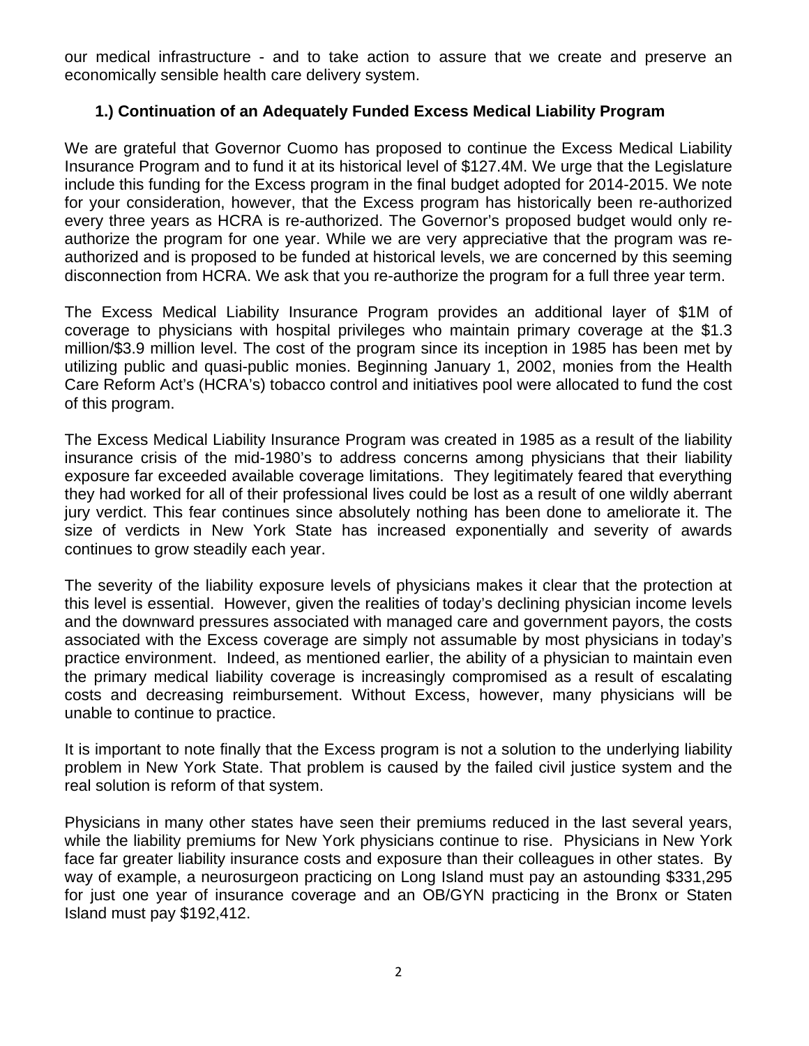our medical infrastructure - and to take action to assure that we create and preserve an economically sensible health care delivery system.

### 1.) Continuation of an Adequately Funded Excess Medical Liability Program

We are grateful that Governor Cuomo has proposed to continue the Excess Medical Liability Insurance Program and to fund it at its historical level of $127.4M. We urge that the Legislature include this funding for the Excess program in the final budget adopted for 2014-2015. We note for your consideration, however, that the Excess program has historically been re-authorized every three years as HCRA is re-authorized. The Governor's proposed budget would only re-authorize the program for one year. While we are very appreciative that the program was re-authorized and is proposed to be funded at historical levels, we are concerned by this seeming disconnection from HCRA. We ask that you re-authorize the program for a full three year term.

The Excess Medical Liability Insurance Program provides an additional layer of $1M of coverage to physicians with hospital privileges who maintain primary coverage at the $1.3 million/$3.9 million level. The cost of the program since its inception in 1985 has been met by utilizing public and quasi-public monies. Beginning January 1, 2002, monies from the Health Care Reform Act's (HCRA's) tobacco control and initiatives pool were allocated to fund the cost of this program.

The Excess Medical Liability Insurance Program was created in 1985 as a result of the liability insurance crisis of the mid-1980's to address concerns among physicians that their liability exposure far exceeded available coverage limitations. They legitimately feared that everything they had worked for all of their professional lives could be lost as a result of one wildly aberrant jury verdict. This fear continues since absolutely nothing has been done to ameliorate it. The size of verdicts in New York State has increased exponentially and severity of awards continues to grow steadily each year.

The severity of the liability exposure levels of physicians makes it clear that the protection at this level is essential. However, given the realities of today's declining physician income levels and the downward pressures associated with managed care and government payors, the costs associated with the Excess coverage are simply not assumable by most physicians in today's practice environment. Indeed, as mentioned earlier, the ability of a physician to maintain even the primary medical liability coverage is increasingly compromised as a result of escalating costs and decreasing reimbursement. Without Excess, however, many physicians will be unable to continue to practice.

It is important to note finally that the Excess program is not a solution to the underlying liability problem in New York State. That problem is caused by the failed civil justice system and the real solution is reform of that system.

Physicians in many other states have seen their premiums reduced in the last several years, while the liability premiums for New York physicians continue to rise. Physicians in New York face far greater liability insurance costs and exposure than their colleagues in other states. By way of example, a neurosurgeon practicing on Long Island must pay an astounding $331,295 for just one year of insurance coverage and an OB/GYN practicing in the Bronx or Staten Island must pay $192,412.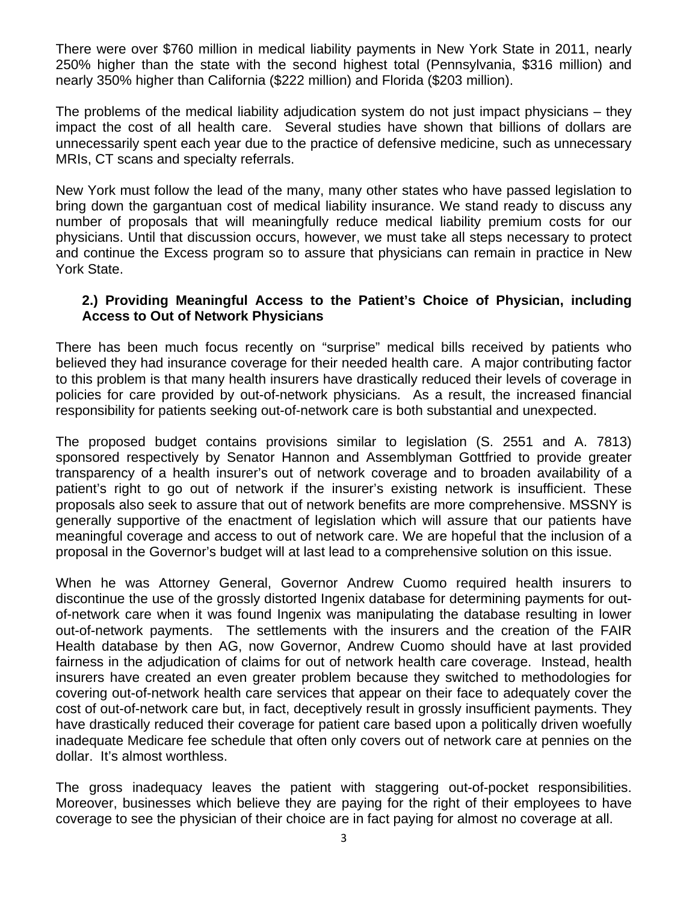There were over $760 million in medical liability payments in New York State in 2011, nearly 250% higher than the state with the second highest total (Pennsylvania, $316 million) and nearly 350% higher than California ($222 million) and Florida ($203 million).

The problems of the medical liability adjudication system do not just impact physicians – they impact the cost of all health care. Several studies have shown that billions of dollars are unnecessarily spent each year due to the practice of defensive medicine, such as unnecessary MRIs, CT scans and specialty referrals.

New York must follow the lead of the many, many other states who have passed legislation to bring down the gargantuan cost of medical liability insurance. We stand ready to discuss any number of proposals that will meaningfully reduce medical liability premium costs for our physicians. Until that discussion occurs, however, we must take all steps necessary to protect and continue the Excess program so to assure that physicians can remain in practice in New York State.

**2.) Providing Meaningful Access to the Patient's Choice of Physician, including Access to Out of Network Physicians**

There has been much focus recently on "surprise" medical bills received by patients who believed they had insurance coverage for their needed health care. A major contributing factor to this problem is that many health insurers have drastically reduced their levels of coverage in policies for care provided by out-of-network physicians*.* As a result, the increased financial responsibility for patients seeking out-of-network care is both substantial and unexpected.

The proposed budget contains provisions similar to legislation (S. 2551 and A. 7813) sponsored respectively by Senator Hannon and Assemblyman Gottfried to provide greater transparency of a health insurer's out of network coverage and to broaden availability of a patient's right to go out of network if the insurer's existing network is insufficient. These proposals also seek to assure that out of network benefits are more comprehensive. MSSNY is generally supportive of the enactment of legislation which will assure that our patients have meaningful coverage and access to out of network care. We are hopeful that the inclusion of a proposal in the Governor's budget will at last lead to a comprehensive solution on this issue.

When he was Attorney General, Governor Andrew Cuomo required health insurers to discontinue the use of the grossly distorted Ingenix database for determining payments for out-of-network care when it was found Ingenix was manipulating the database resulting in lower out-of-network payments. The settlements with the insurers and the creation of the FAIR Health database by then AG, now Governor, Andrew Cuomo should have at last provided fairness in the adjudication of claims for out of network health care coverage. Instead, health insurers have created an even greater problem because they switched to methodologies for covering out-of-network health care services that appear on their face to adequately cover the cost of out-of-network care but, in fact, deceptively result in grossly insufficient payments. They have drastically reduced their coverage for patient care based upon a politically driven woefully inadequate Medicare fee schedule that often only covers out of network care at pennies on the dollar. It's almost worthless.

The gross inadequacy leaves the patient with staggering out-of-pocket responsibilities. Moreover, businesses which believe they are paying for the right of their employees to have coverage to see the physician of their choice are in fact paying for almost no coverage at all.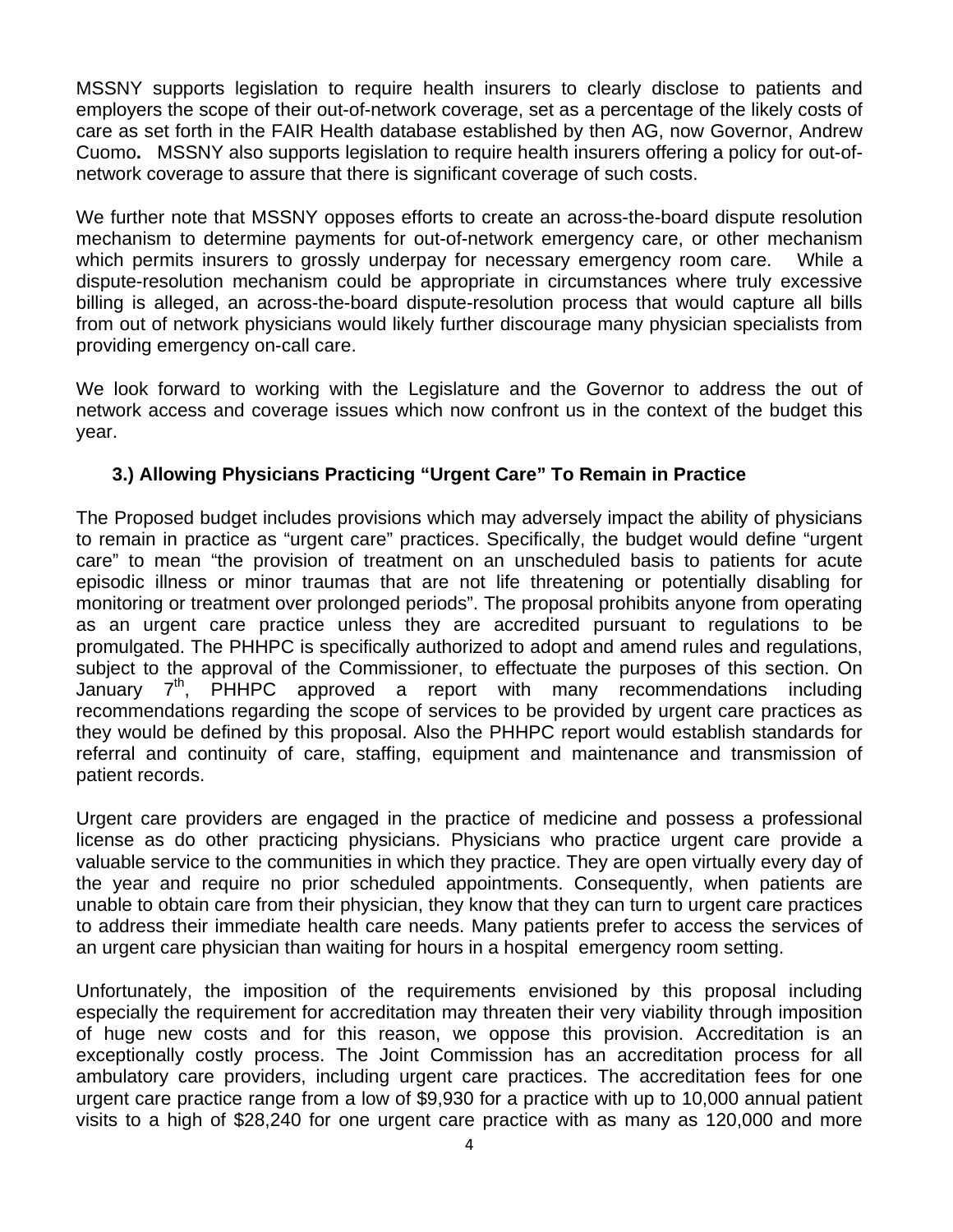MSSNY supports legislation to require health insurers to clearly disclose to patients and employers the scope of their out-of-network coverage, set as a percentage of the likely costs of care as set forth in the FAIR Health database established by then AG, now Governor, Andrew Cuomo**.** MSSNY also supports legislation to require health insurers offering a policy for out-of-network coverage to assure that there is significant coverage of such costs.

We further note that MSSNY opposes efforts to create an across-the-board dispute resolution mechanism to determine payments for out-of-network emergency care, or other mechanism which permits insurers to grossly underpay for necessary emergency room care. While a dispute-resolution mechanism could be appropriate in circumstances where truly excessive billing is alleged, an across-the-board dispute-resolution process that would capture all bills from out of network physicians would likely further discourage many physician specialists from providing emergency on-call care.

We look forward to working with the Legislature and the Governor to address the out of network access and coverage issues which now confront us in the context of the budget this year.

### 3.) Allowing Physicians Practicing "Urgent Care" To Remain in Practice

The Proposed budget includes provisions which may adversely impact the ability of physicians to remain in practice as "urgent care" practices. Specifically, the budget would define "urgent care" to mean "the provision of treatment on an unscheduled basis to patients for acute episodic illness or minor traumas that are not life threatening or potentially disabling for monitoring or treatment over prolonged periods". The proposal prohibits anyone from operating as an urgent care practice unless they are accredited pursuant to regulations to be promulgated. The PHHPC is specifically authorized to adopt and amend rules and regulations, subject to the approval of the Commissioner, to effectuate the purposes of this section. On January 7th, PHHPC approved a report with many recommendations including recommendations regarding the scope of services to be provided by urgent care practices as they would be defined by this proposal. Also the PHHPC report would establish standards for referral and continuity of care, staffing, equipment and maintenance and transmission of patient records.

Urgent care providers are engaged in the practice of medicine and possess a professional license as do other practicing physicians. Physicians who practice urgent care provide a valuable service to the communities in which they practice. They are open virtually every day of the year and require no prior scheduled appointments. Consequently, when patients are unable to obtain care from their physician, they know that they can turn to urgent care practices to address their immediate health care needs. Many patients prefer to access the services of an urgent care physician than waiting for hours in a hospital emergency room setting.

Unfortunately, the imposition of the requirements envisioned by this proposal including especially the requirement for accreditation may threaten their very viability through imposition of huge new costs and for this reason, we oppose this provision. Accreditation is an exceptionally costly process. The Joint Commission has an accreditation process for all ambulatory care providers, including urgent care practices. The accreditation fees for one urgent care practice range from a low of $9,930 for a practice with up to 10,000 annual patient visits to a high of $28,240 for one urgent care practice with as many as 120,000 and more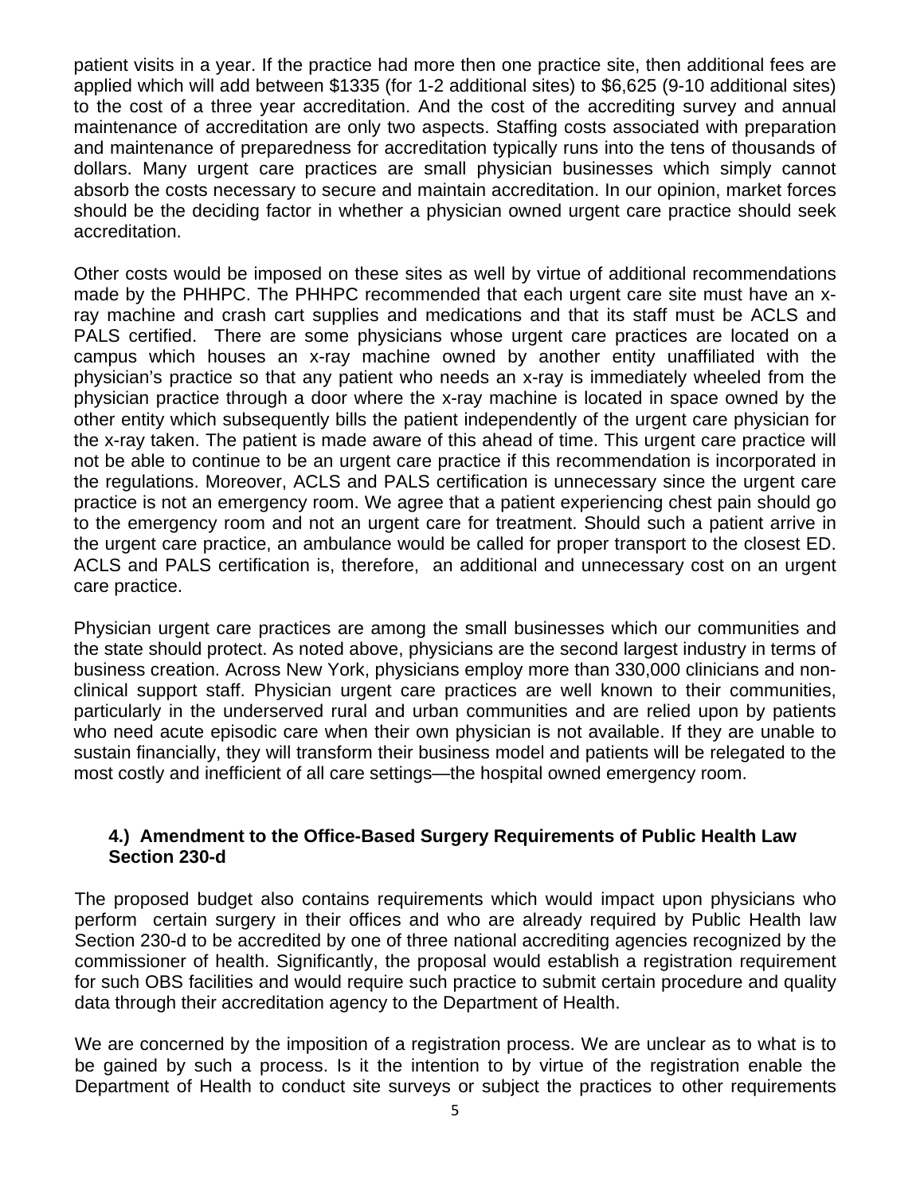patient visits in a year. If the practice had more then one practice site, then additional fees are applied which will add between $1335 (for 1-2 additional sites) to $6,625 (9-10 additional sites) to the cost of a three year accreditation. And the cost of the accrediting survey and annual maintenance of accreditation are only two aspects. Staffing costs associated with preparation and maintenance of preparedness for accreditation typically runs into the tens of thousands of dollars. Many urgent care practices are small physician businesses which simply cannot absorb the costs necessary to secure and maintain accreditation. In our opinion, market forces should be the deciding factor in whether a physician owned urgent care practice should seek accreditation.

Other costs would be imposed on these sites as well by virtue of additional recommendations made by the PHHPC. The PHHPC recommended that each urgent care site must have an x-ray machine and crash cart supplies and medications and that its staff must be ACLS and PALS certified. There are some physicians whose urgent care practices are located on a campus which houses an x-ray machine owned by another entity unaffiliated with the physician's practice so that any patient who needs an x-ray is immediately wheeled from the physician practice through a door where the x-ray machine is located in space owned by the other entity which subsequently bills the patient independently of the urgent care physician for the x-ray taken. The patient is made aware of this ahead of time. This urgent care practice will not be able to continue to be an urgent care practice if this recommendation is incorporated in the regulations. Moreover, ACLS and PALS certification is unnecessary since the urgent care practice is not an emergency room. We agree that a patient experiencing chest pain should go to the emergency room and not an urgent care for treatment. Should such a patient arrive in the urgent care practice, an ambulance would be called for proper transport to the closest ED. ACLS and PALS certification is, therefore, an additional and unnecessary cost on an urgent care practice.

Physician urgent care practices are among the small businesses which our communities and the state should protect. As noted above, physicians are the second largest industry in terms of business creation. Across New York, physicians employ more than 330,000 clinicians and non-clinical support staff. Physician urgent care practices are well known to their communities, particularly in the underserved rural and urban communities and are relied upon by patients who need acute episodic care when their own physician is not available. If they are unable to sustain financially, they will transform their business model and patients will be relegated to the most costly and inefficient of all care settings—the hospital owned emergency room.

### 4.) Amendment to the Office-Based Surgery Requirements of Public Health Law Section 230-d

The proposed budget also contains requirements which would impact upon physicians who perform certain surgery in their offices and who are already required by Public Health law Section 230-d to be accredited by one of three national accrediting agencies recognized by the commissioner of health. Significantly, the proposal would establish a registration requirement for such OBS facilities and would require such practice to submit certain procedure and quality data through their accreditation agency to the Department of Health.

We are concerned by the imposition of a registration process. We are unclear as to what is to be gained by such a process. Is it the intention to by virtue of the registration enable the Department of Health to conduct site surveys or subject the practices to other requirements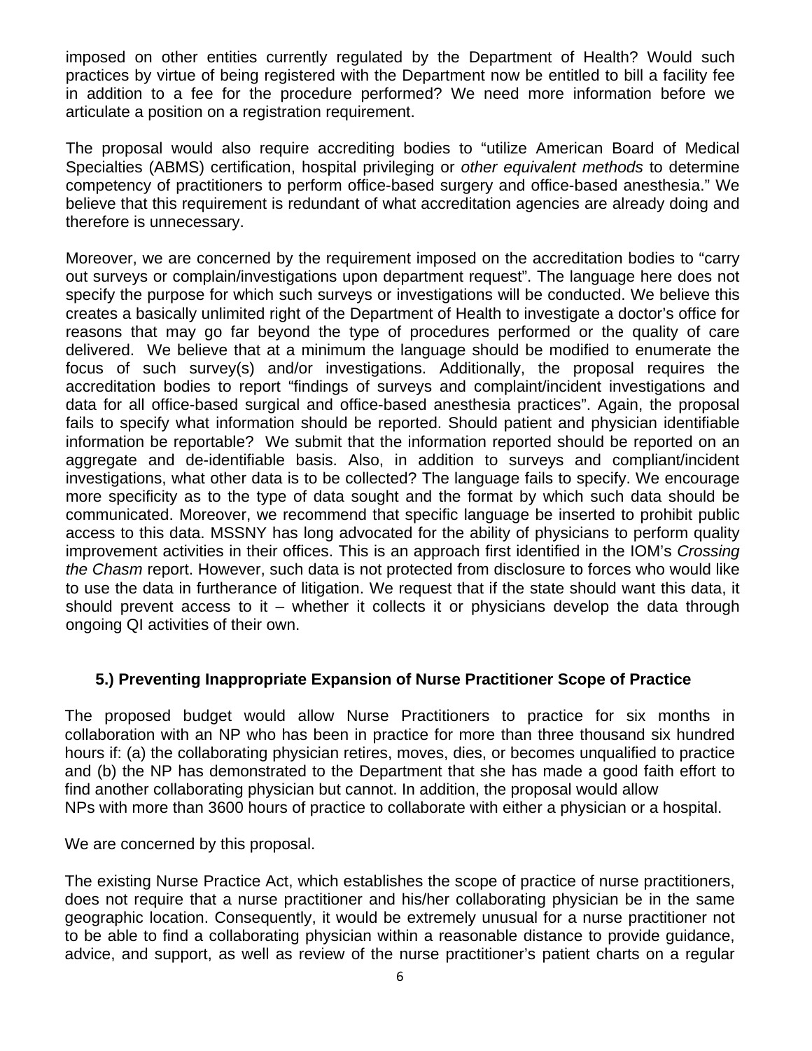imposed on other entities currently regulated by the Department of Health? Would such practices by virtue of being registered with the Department now be entitled to bill a facility fee in addition to a fee for the procedure performed? We need more information before we articulate a position on a registration requirement.

The proposal would also require accrediting bodies to "utilize American Board of Medical Specialties (ABMS) certification, hospital privileging or *other equivalent methods* to determine competency of practitioners to perform office-based surgery and office-based anesthesia." We believe that this requirement is redundant of what accreditation agencies are already doing and therefore is unnecessary.

Moreover, we are concerned by the requirement imposed on the accreditation bodies to "carry out surveys or complain/investigations upon department request". The language here does not specify the purpose for which such surveys or investigations will be conducted. We believe this creates a basically unlimited right of the Department of Health to investigate a doctor's office for reasons that may go far beyond the type of procedures performed or the quality of care delivered. We believe that at a minimum the language should be modified to enumerate the focus of such survey(s) and/or investigations. Additionally, the proposal requires the accreditation bodies to report "findings of surveys and complaint/incident investigations and data for all office-based surgical and office-based anesthesia practices". Again, the proposal fails to specify what information should be reported. Should patient and physician identifiable information be reportable? We submit that the information reported should be reported on an aggregate and de-identifiable basis. Also, in addition to surveys and compliant/incident investigations, what other data is to be collected? The language fails to specify. We encourage more specificity as to the type of data sought and the format by which such data should be communicated. Moreover, we recommend that specific language be inserted to prohibit public access to this data. MSSNY has long advocated for the ability of physicians to perform quality improvement activities in their offices. This is an approach first identified in the IOM's *Crossing the Chasm* report. However, such data is not protected from disclosure to forces who would like to use the data in furtherance of litigation. We request that if the state should want this data, it should prevent access to it – whether it collects it or physicians develop the data through ongoing QI activities of their own.

### 5.) Preventing Inappropriate Expansion of Nurse Practitioner Scope of Practice

The proposed budget would allow Nurse Practitioners to practice for six months in collaboration with an NP who has been in practice for more than three thousand six hundred hours if: (a) the collaborating physician retires, moves, dies, or becomes unqualified to practice and (b) the NP has demonstrated to the Department that she has made a good faith effort to find another collaborating physician but cannot. In addition, the proposal would allow NPs with more than 3600 hours of practice to collaborate with either a physician or a hospital.

We are concerned by this proposal.

The existing Nurse Practice Act, which establishes the scope of practice of nurse practitioners, does not require that a nurse practitioner and his/her collaborating physician be in the same geographic location. Consequently, it would be extremely unusual for a nurse practitioner not to be able to find a collaborating physician within a reasonable distance to provide guidance, advice, and support, as well as review of the nurse practitioner's patient charts on a regular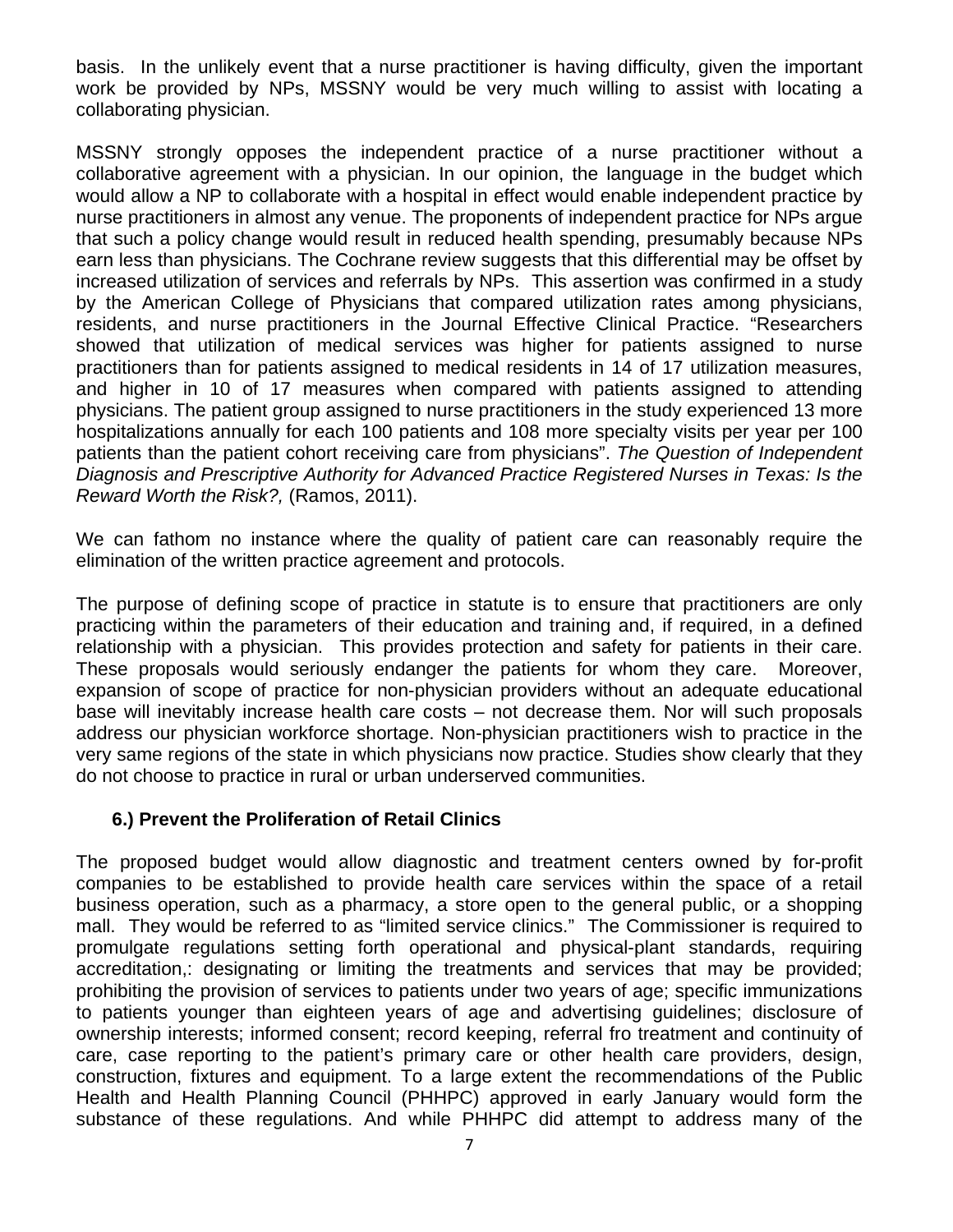basis. In the unlikely event that a nurse practitioner is having difficulty, given the important work be provided by NPs, MSSNY would be very much willing to assist with locating a collaborating physician.

MSSNY strongly opposes the independent practice of a nurse practitioner without a collaborative agreement with a physician. In our opinion, the language in the budget which would allow a NP to collaborate with a hospital in effect would enable independent practice by nurse practitioners in almost any venue. The proponents of independent practice for NPs argue that such a policy change would result in reduced health spending, presumably because NPs earn less than physicians. The Cochrane review suggests that this differential may be offset by increased utilization of services and referrals by NPs. This assertion was confirmed in a study by the American College of Physicians that compared utilization rates among physicians, residents, and nurse practitioners in the Journal Effective Clinical Practice. "Researchers showed that utilization of medical services was higher for patients assigned to nurse practitioners than for patients assigned to medical residents in 14 of 17 utilization measures, and higher in 10 of 17 measures when compared with patients assigned to attending physicians. The patient group assigned to nurse practitioners in the study experienced 13 more hospitalizations annually for each 100 patients and 108 more specialty visits per year per 100 patients than the patient cohort receiving care from physicians". *The Question of Independent Diagnosis and Prescriptive Authority for Advanced Practice Registered Nurses in Texas: Is the Reward Worth the Risk?,* (Ramos, 2011).

We can fathom no instance where the quality of patient care can reasonably require the elimination of the written practice agreement and protocols.

The purpose of defining scope of practice in statute is to ensure that practitioners are only practicing within the parameters of their education and training and, if required, in a defined relationship with a physician. This provides protection and safety for patients in their care. These proposals would seriously endanger the patients for whom they care. Moreover, expansion of scope of practice for non-physician providers without an adequate educational base will inevitably increase health care costs – not decrease them. Nor will such proposals address our physician workforce shortage. Non-physician practitioners wish to practice in the very same regions of the state in which physicians now practice. Studies show clearly that they do not choose to practice in rural or urban underserved communities.

**6.) Prevent the Proliferation of Retail Clinics**

The proposed budget would allow diagnostic and treatment centers owned by for-profit companies to be established to provide health care services within the space of a retail business operation, such as a pharmacy, a store open to the general public, or a shopping mall. They would be referred to as "limited service clinics." The Commissioner is required to promulgate regulations setting forth operational and physical-plant standards, requiring accreditation,: designating or limiting the treatments and services that may be provided; prohibiting the provision of services to patients under two years of age; specific immunizations to patients younger than eighteen years of age and advertising guidelines; disclosure of ownership interests; informed consent; record keeping, referral fro treatment and continuity of care, case reporting to the patient's primary care or other health care providers, design, construction, fixtures and equipment. To a large extent the recommendations of the Public Health and Health Planning Council (PHHPC) approved in early January would form the substance of these regulations. And while PHHPC did attempt to address many of the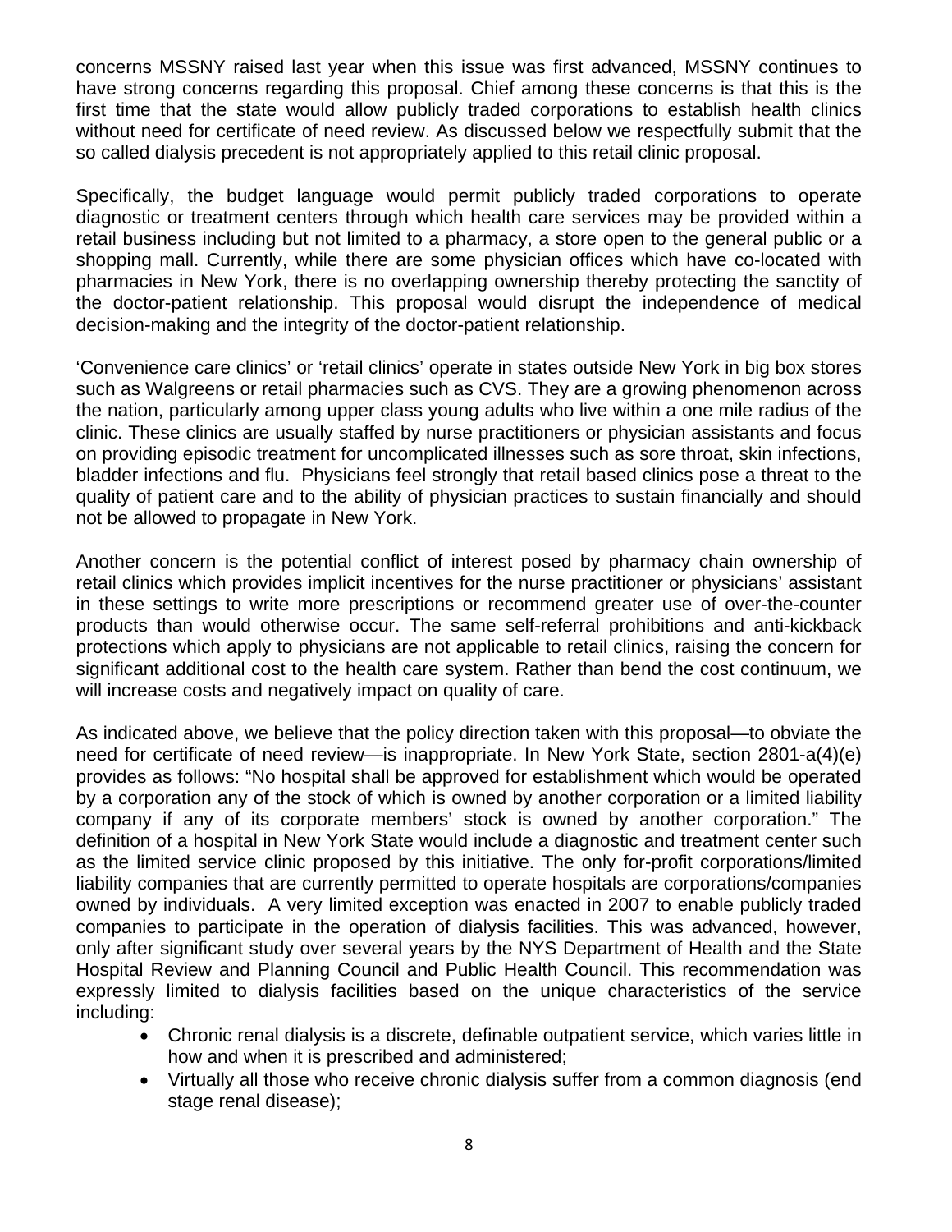concerns MSSNY raised last year when this issue was first advanced, MSSNY continues to have strong concerns regarding this proposal. Chief among these concerns is that this is the first time that the state would allow publicly traded corporations to establish health clinics without need for certificate of need review. As discussed below we respectfully submit that the so called dialysis precedent is not appropriately applied to this retail clinic proposal.

Specifically, the budget language would permit publicly traded corporations to operate diagnostic or treatment centers through which health care services may be provided within a retail business including but not limited to a pharmacy, a store open to the general public or a shopping mall. Currently, while there are some physician offices which have co-located with pharmacies in New York, there is no overlapping ownership thereby protecting the sanctity of the doctor-patient relationship. This proposal would disrupt the independence of medical decision-making and the integrity of the doctor-patient relationship.

'Convenience care clinics' or 'retail clinics' operate in states outside New York in big box stores such as Walgreens or retail pharmacies such as CVS. They are a growing phenomenon across the nation, particularly among upper class young adults who live within a one mile radius of the clinic. These clinics are usually staffed by nurse practitioners or physician assistants and focus on providing episodic treatment for uncomplicated illnesses such as sore throat, skin infections, bladder infections and flu. Physicians feel strongly that retail based clinics pose a threat to the quality of patient care and to the ability of physician practices to sustain financially and should not be allowed to propagate in New York.

Another concern is the potential conflict of interest posed by pharmacy chain ownership of retail clinics which provides implicit incentives for the nurse practitioner or physicians' assistant in these settings to write more prescriptions or recommend greater use of over-the-counter products than would otherwise occur. The same self-referral prohibitions and anti-kickback protections which apply to physicians are not applicable to retail clinics, raising the concern for significant additional cost to the health care system. Rather than bend the cost continuum, we will increase costs and negatively impact on quality of care.

As indicated above, we believe that the policy direction taken with this proposal—to obviate the need for certificate of need review—is inappropriate. In New York State, section 2801-a(4)(e) provides as follows: "No hospital shall be approved for establishment which would be operated by a corporation any of the stock of which is owned by another corporation or a limited liability company if any of its corporate members' stock is owned by another corporation." The definition of a hospital in New York State would include a diagnostic and treatment center such as the limited service clinic proposed by this initiative. The only for-profit corporations/limited liability companies that are currently permitted to operate hospitals are corporations/companies owned by individuals. A very limited exception was enacted in 2007 to enable publicly traded companies to participate in the operation of dialysis facilities. This was advanced, however, only after significant study over several years by the NYS Department of Health and the State Hospital Review and Planning Council and Public Health Council. This recommendation was expressly limited to dialysis facilities based on the unique characteristics of the service including:

- Chronic renal dialysis is a discrete, definable outpatient service, which varies little in how and when it is prescribed and administered;
- Virtually all those who receive chronic dialysis suffer from a common diagnosis (end stage renal disease);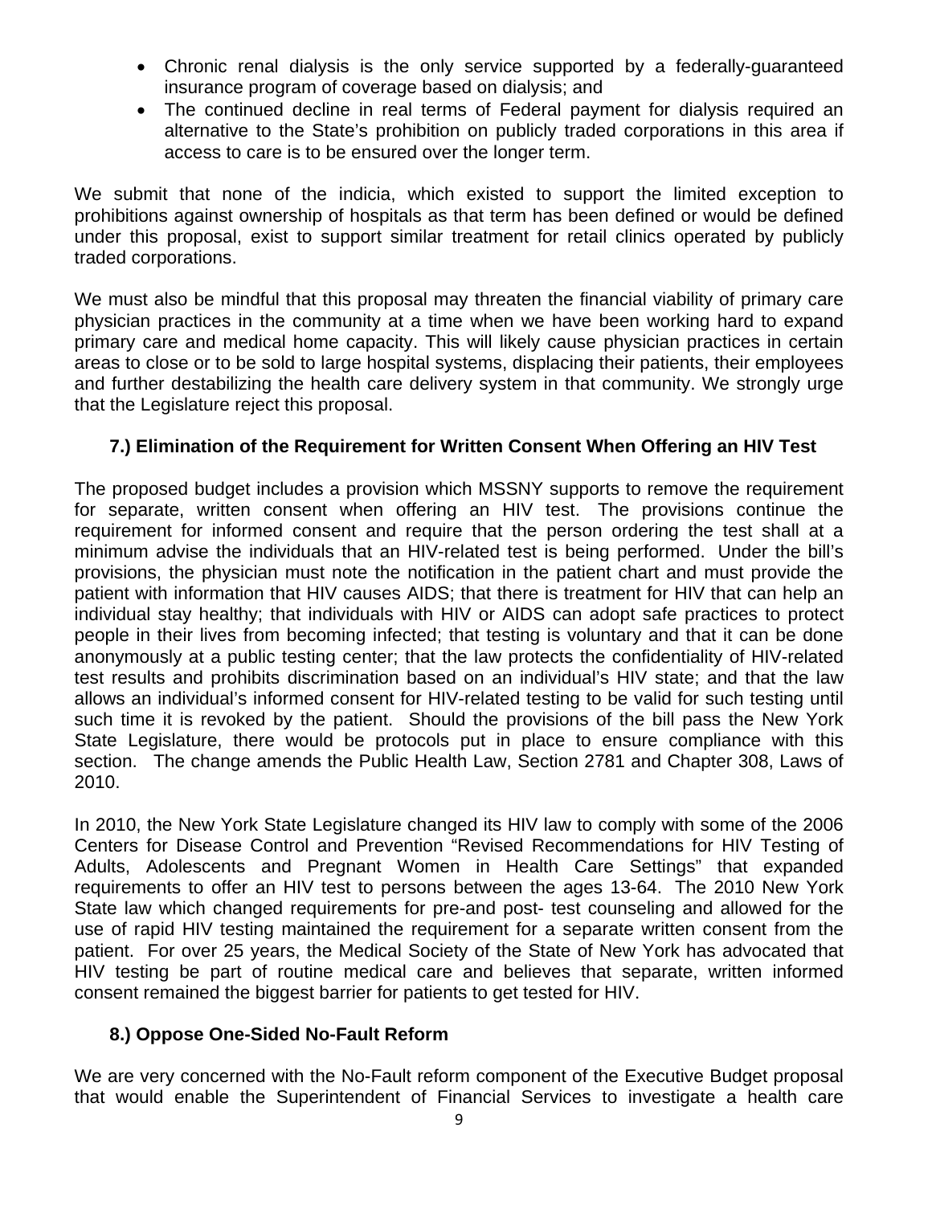- Chronic renal dialysis is the only service supported by a federally-guaranteed insurance program of coverage based on dialysis; and
- The continued decline in real terms of Federal payment for dialysis required an alternative to the State's prohibition on publicly traded corporations in this area if access to care is to be ensured over the longer term.

We submit that none of the indicia, which existed to support the limited exception to prohibitions against ownership of hospitals as that term has been defined or would be defined under this proposal, exist to support similar treatment for retail clinics operated by publicly traded corporations.

We must also be mindful that this proposal may threaten the financial viability of primary care physician practices in the community at a time when we have been working hard to expand primary care and medical home capacity. This will likely cause physician practices in certain areas to close or to be sold to large hospital systems, displacing their patients, their employees and further destabilizing the health care delivery system in that community. We strongly urge that the Legislature reject this proposal.

### 7.) Elimination of the Requirement for Written Consent When Offering an HIV Test

The proposed budget includes a provision which MSSNY supports to remove the requirement for separate, written consent when offering an HIV test. The provisions continue the requirement for informed consent and require that the person ordering the test shall at a minimum advise the individuals that an HIV-related test is being performed. Under the bill's provisions, the physician must note the notification in the patient chart and must provide the patient with information that HIV causes AIDS; that there is treatment for HIV that can help an individual stay healthy; that individuals with HIV or AIDS can adopt safe practices to protect people in their lives from becoming infected; that testing is voluntary and that it can be done anonymously at a public testing center; that the law protects the confidentiality of HIV-related test results and prohibits discrimination based on an individual's HIV state; and that the law allows an individual's informed consent for HIV-related testing to be valid for such testing until such time it is revoked by the patient. Should the provisions of the bill pass the New York State Legislature, there would be protocols put in place to ensure compliance with this section. The change amends the Public Health Law, Section 2781 and Chapter 308, Laws of 2010.

In 2010, the New York State Legislature changed its HIV law to comply with some of the 2006 Centers for Disease Control and Prevention "Revised Recommendations for HIV Testing of Adults, Adolescents and Pregnant Women in Health Care Settings" that expanded requirements to offer an HIV test to persons between the ages 13-64. The 2010 New York State law which changed requirements for pre-and post- test counseling and allowed for the use of rapid HIV testing maintained the requirement for a separate written consent from the patient. For over 25 years, the Medical Society of the State of New York has advocated that HIV testing be part of routine medical care and believes that separate, written informed consent remained the biggest barrier for patients to get tested for HIV.

### 8.) Oppose One-Sided No-Fault Reform

We are very concerned with the No-Fault reform component of the Executive Budget proposal that would enable the Superintendent of Financial Services to investigate a health care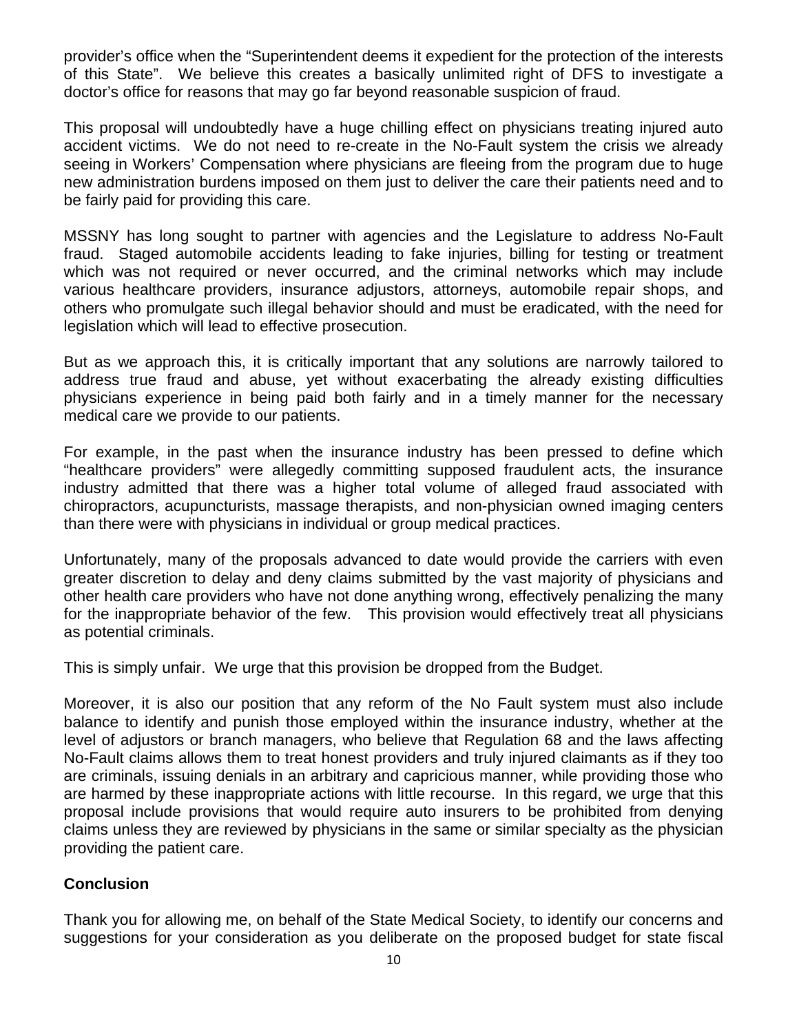provider's office when the "Superintendent deems it expedient for the protection of the interests of this State". We believe this creates a basically unlimited right of DFS to investigate a doctor's office for reasons that may go far beyond reasonable suspicion of fraud.

This proposal will undoubtedly have a huge chilling effect on physicians treating injured auto accident victims. We do not need to re-create in the No-Fault system the crisis we already seeing in Workers' Compensation where physicians are fleeing from the program due to huge new administration burdens imposed on them just to deliver the care their patients need and to be fairly paid for providing this care.

MSSNY has long sought to partner with agencies and the Legislature to address No-Fault fraud. Staged automobile accidents leading to fake injuries, billing for testing or treatment which was not required or never occurred, and the criminal networks which may include various healthcare providers, insurance adjustors, attorneys, automobile repair shops, and others who promulgate such illegal behavior should and must be eradicated, with the need for legislation which will lead to effective prosecution.

But as we approach this, it is critically important that any solutions are narrowly tailored to address true fraud and abuse, yet without exacerbating the already existing difficulties physicians experience in being paid both fairly and in a timely manner for the necessary medical care we provide to our patients.

For example, in the past when the insurance industry has been pressed to define which "healthcare providers" were allegedly committing supposed fraudulent acts, the insurance industry admitted that there was a higher total volume of alleged fraud associated with chiropractors, acupuncturists, massage therapists, and non-physician owned imaging centers than there were with physicians in individual or group medical practices.

Unfortunately, many of the proposals advanced to date would provide the carriers with even greater discretion to delay and deny claims submitted by the vast majority of physicians and other health care providers who have not done anything wrong, effectively penalizing the many for the inappropriate behavior of the few. This provision would effectively treat all physicians as potential criminals.

This is simply unfair. We urge that this provision be dropped from the Budget.

Moreover, it is also our position that any reform of the No Fault system must also include balance to identify and punish those employed within the insurance industry, whether at the level of adjustors or branch managers, who believe that Regulation 68 and the laws affecting No-Fault claims allows them to treat honest providers and truly injured claimants as if they too are criminals, issuing denials in an arbitrary and capricious manner, while providing those who are harmed by these inappropriate actions with little recourse. In this regard, we urge that this proposal include provisions that would require auto insurers to be prohibited from denying claims unless they are reviewed by physicians in the same or similar specialty as the physician providing the patient care.

**Conclusion**

Thank you for allowing me, on behalf of the State Medical Society, to identify our concerns and suggestions for your consideration as you deliberate on the proposed budget for state fiscal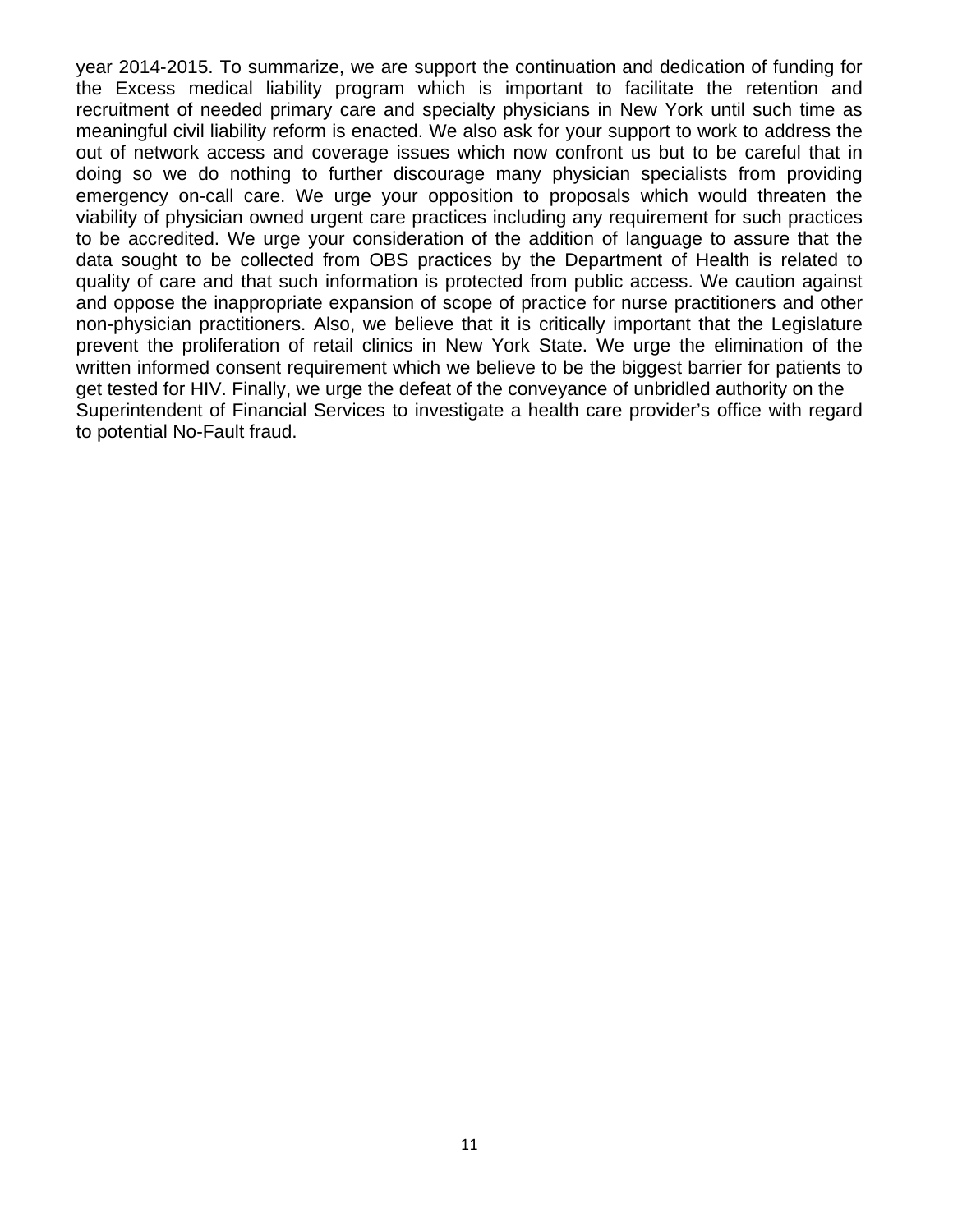year 2014-2015. To summarize, we are support the continuation and dedication of funding for the Excess medical liability program which is important to facilitate the retention and recruitment of needed primary care and specialty physicians in New York until such time as meaningful civil liability reform is enacted. We also ask for your support to work to address the out of network access and coverage issues which now confront us but to be careful that in doing so we do nothing to further discourage many physician specialists from providing emergency on-call care. We urge your opposition to proposals which would threaten the viability of physician owned urgent care practices including any requirement for such practices to be accredited. We urge your consideration of the addition of language to assure that the data sought to be collected from OBS practices by the Department of Health is related to quality of care and that such information is protected from public access. We caution against and oppose the inappropriate expansion of scope of practice for nurse practitioners and other non-physician practitioners. Also, we believe that it is critically important that the Legislature prevent the proliferation of retail clinics in New York State. We urge the elimination of the written informed consent requirement which we believe to be the biggest barrier for patients to get tested for HIV. Finally, we urge the defeat of the conveyance of unbridled authority on the Superintendent of Financial Services to investigate a health care provider's office with regard to potential No-Fault fraud.